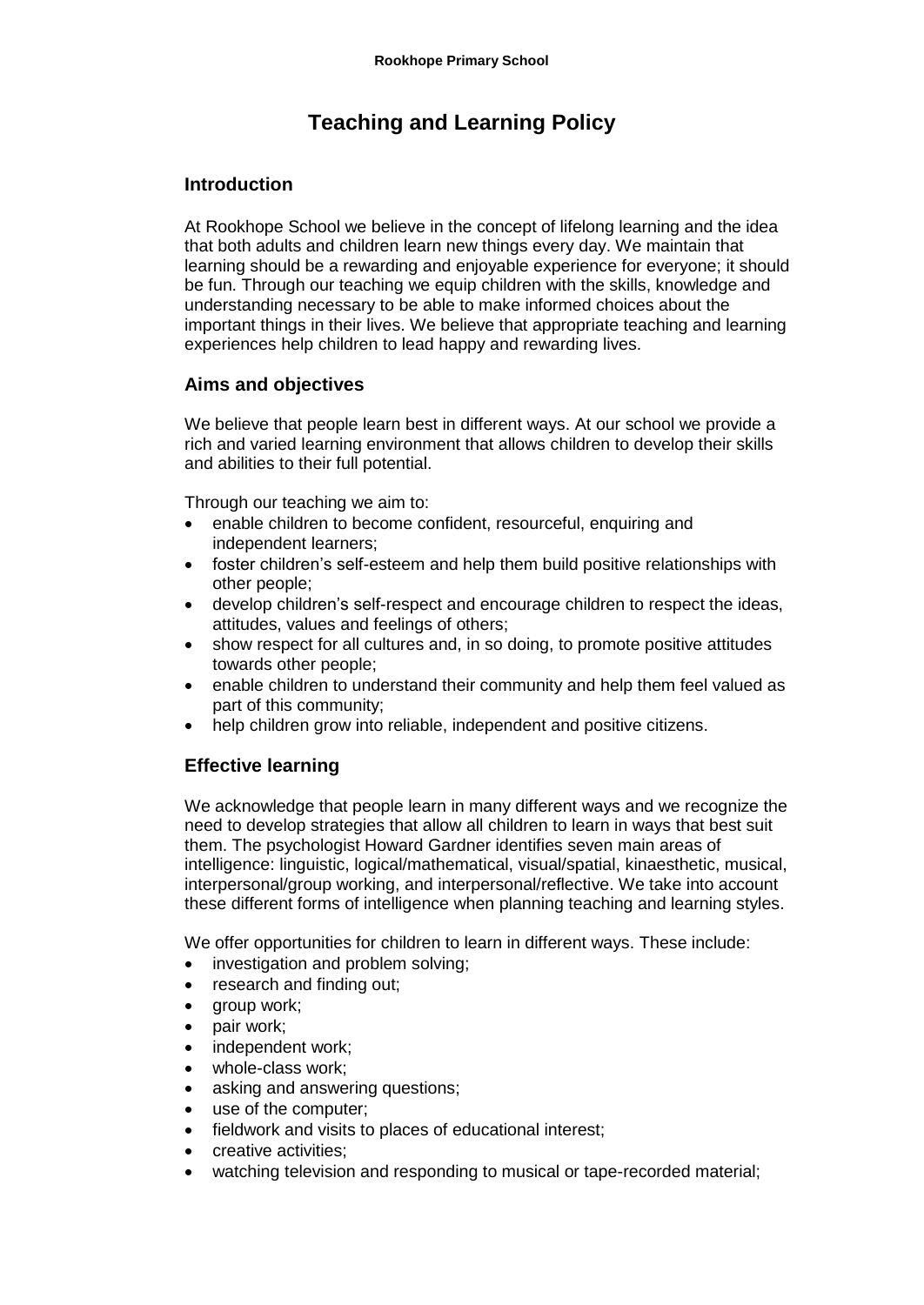Rookhope Primary School

# Teaching and Learning Policy

## Introduction

At Rookhope School we believe in the concept of lifelong learning and the idea that both adults and children learn new things every day. We maintain that learning should be a rewarding and enjoyable experience for everyone; it should be fun. Through our teaching we equip children with the skills, knowledge and understanding necessary to be able to make informed choices about the important things in their lives. We believe that appropriate teaching and learning experiences help children to lead happy and rewarding lives.

## Aims and objectives

We believe that people learn best in different ways. At our school we provide a rich and varied learning environment that allows children to develop their skills and abilities to their full potential.

Through our teaching we aim to:

- enable children to become confident, resourceful, enquiring and independent learners;
- foster children's self-esteem and help them build positive relationships with other people;
- develop children's self-respect and encourage children to respect the ideas, attitudes, values and feelings of others;
- show respect for all cultures and, in so doing, to promote positive attitudes towards other people;
- enable children to understand their community and help them feel valued as part of this community;
- help children grow into reliable, independent and positive citizens.

## Effective learning

We acknowledge that people learn in many different ways and we recognize the need to develop strategies that allow all children to learn in ways that best suit them. The psychologist Howard Gardner identifies seven main areas of intelligence: linguistic, logical/mathematical, visual/spatial, kinaesthetic, musical, interpersonal/group working, and interpersonal/reflective. We take into account these different forms of intelligence when planning teaching and learning styles.

We offer opportunities for children to learn in different ways. These include:

- investigation and problem solving;
- research and finding out;
- group work;
- pair work;
- independent work;
- whole-class work;
- asking and answering questions;
- use of the computer;
- fieldwork and visits to places of educational interest;
- creative activities;
- watching television and responding to musical or tape-recorded material;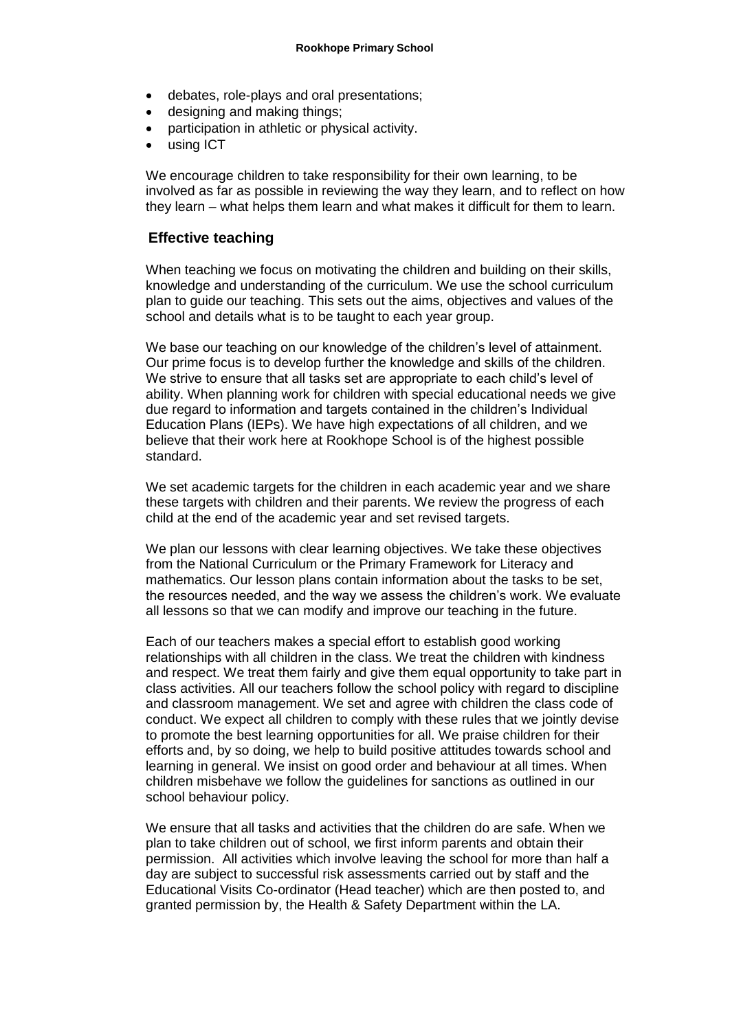- debates, role-plays and oral presentations;
- designing and making things;
- participation in athletic or physical activity.
- using ICT

We encourage children to take responsibility for their own learning, to be involved as far as possible in reviewing the way they learn, and to reflect on how they learn – what helps them learn and what makes it difficult for them to learn.

## Effective teaching

When teaching we focus on motivating the children and building on their skills, knowledge and understanding of the curriculum. We use the school curriculum plan to guide our teaching. This sets out the aims, objectives and values of the school and details what is to be taught to each year group.

We base our teaching on our knowledge of the children's level of attainment. Our prime focus is to develop further the knowledge and skills of the children. We strive to ensure that all tasks set are appropriate to each child's level of ability. When planning work for children with special educational needs we give due regard to information and targets contained in the children's Individual Education Plans (IEPs). We have high expectations of all children, and we believe that their work here at Rookhope School is of the highest possible standard.

We set academic targets for the children in each academic year and we share these targets with children and their parents. We review the progress of each child at the end of the academic year and set revised targets.

We plan our lessons with clear learning objectives. We take these objectives from the National Curriculum or the Primary Framework for Literacy and mathematics. Our lesson plans contain information about the tasks to be set, the resources needed, and the way we assess the children's work. We evaluate all lessons so that we can modify and improve our teaching in the future.

Each of our teachers makes a special effort to establish good working relationships with all children in the class. We treat the children with kindness and respect. We treat them fairly and give them equal opportunity to take part in class activities. All our teachers follow the school policy with regard to discipline and classroom management. We set and agree with children the class code of conduct. We expect all children to comply with these rules that we jointly devise to promote the best learning opportunities for all. We praise children for their efforts and, by so doing, we help to build positive attitudes towards school and learning in general. We insist on good order and behaviour at all times. When children misbehave we follow the guidelines for sanctions as outlined in our school behaviour policy.

We ensure that all tasks and activities that the children do are safe. When we plan to take children out of school, we first inform parents and obtain their permission. All activities which involve leaving the school for more than half a day are subject to successful risk assessments carried out by staff and the Educational Visits Co-ordinator (Head teacher) which are then posted to, and granted permission by, the Health & Safety Department within the LA.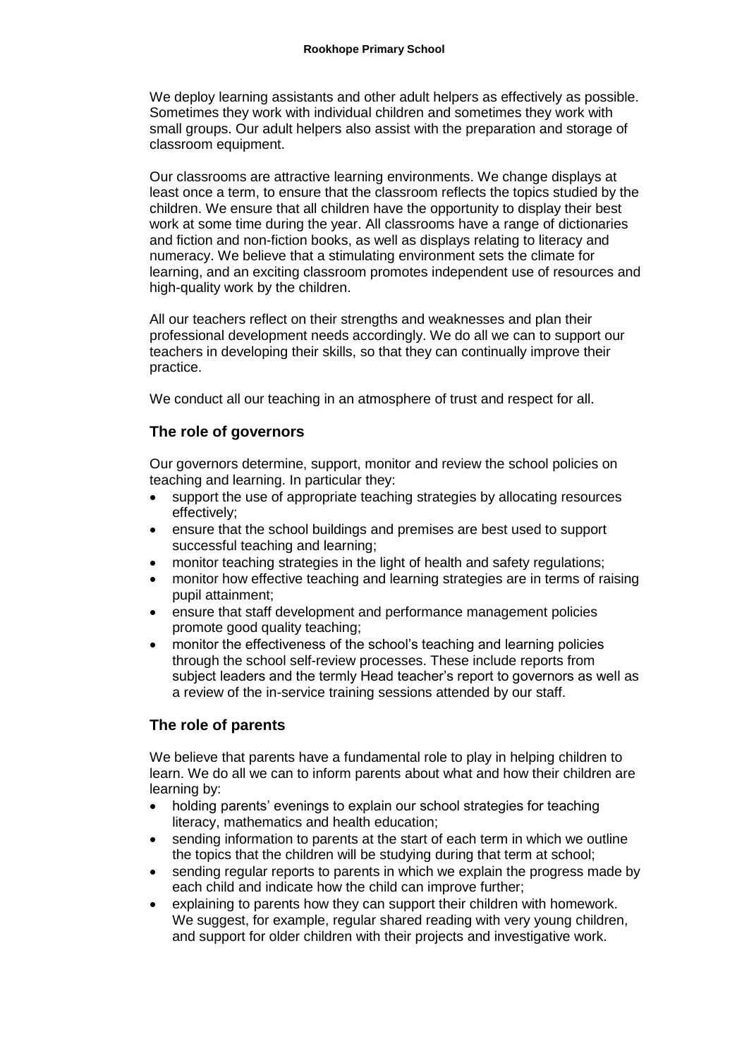We deploy learning assistants and other adult helpers as effectively as possible. Sometimes they work with individual children and sometimes they work with small groups. Our adult helpers also assist with the preparation and storage of classroom equipment.

Our classrooms are attractive learning environments. We change displays at least once a term, to ensure that the classroom reflects the topics studied by the children. We ensure that all children have the opportunity to display their best work at some time during the year. All classrooms have a range of dictionaries and fiction and non-fiction books, as well as displays relating to literacy and numeracy. We believe that a stimulating environment sets the climate for learning, and an exciting classroom promotes independent use of resources and high-quality work by the children.

All our teachers reflect on their strengths and weaknesses and plan their professional development needs accordingly. We do all we can to support our teachers in developing their skills, so that they can continually improve their practice.

We conduct all our teaching in an atmosphere of trust and respect for all.

## The role of governors

Our governors determine, support, monitor and review the school policies on teaching and learning. In particular they:

- support the use of appropriate teaching strategies by allocating resources effectively;
- ensure that the school buildings and premises are best used to support successful teaching and learning;
- monitor teaching strategies in the light of health and safety regulations;
- monitor how effective teaching and learning strategies are in terms of raising pupil attainment;
- ensure that staff development and performance management policies promote good quality teaching;
- monitor the effectiveness of the school's teaching and learning policies through the school self-review processes. These include reports from subject leaders and the termly Head teacher's report to governors as well as a review of the in-service training sessions attended by our staff.

## The role of parents

We believe that parents have a fundamental role to play in helping children to learn. We do all we can to inform parents about what and how their children are learning by:

- holding parents' evenings to explain our school strategies for teaching literacy, mathematics and health education;
- sending information to parents at the start of each term in which we outline the topics that the children will be studying during that term at school;
- sending regular reports to parents in which we explain the progress made by each child and indicate how the child can improve further;
- explaining to parents how they can support their children with homework. We suggest, for example, regular shared reading with very young children, and support for older children with their projects and investigative work.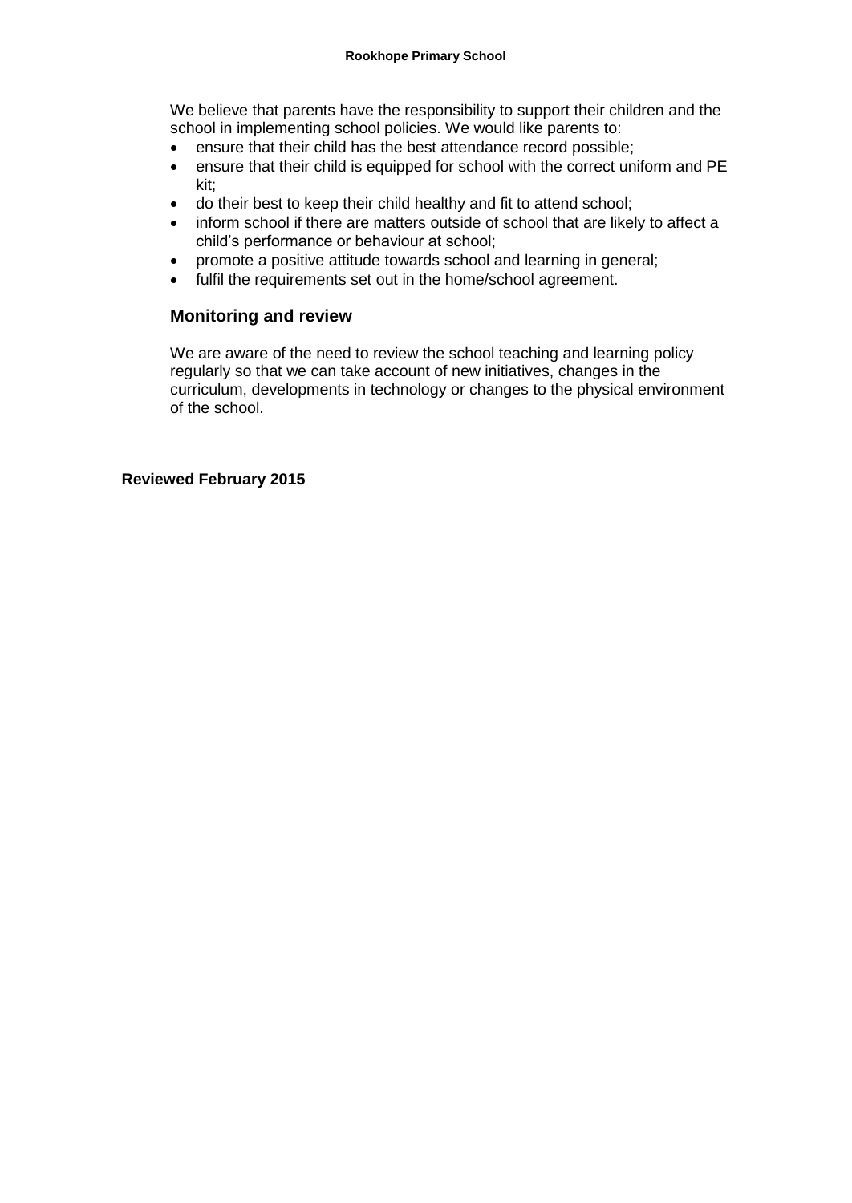We believe that parents have the responsibility to support their children and the school in implementing school policies. We would like parents to:

- ensure that their child has the best attendance record possible;
- ensure that their child is equipped for school with the correct uniform and PE kit;
- do their best to keep their child healthy and fit to attend school;
- inform school if there are matters outside of school that are likely to affect a child's performance or behaviour at school;
- promote a positive attitude towards school and learning in general;
- fulfil the requirements set out in the home/school agreement.

## Monitoring and review

We are aware of the need to review the school teaching and learning policy regularly so that we can take account of new initiatives, changes in the curriculum, developments in technology or changes to the physical environment of the school.

**Reviewed February 2015**